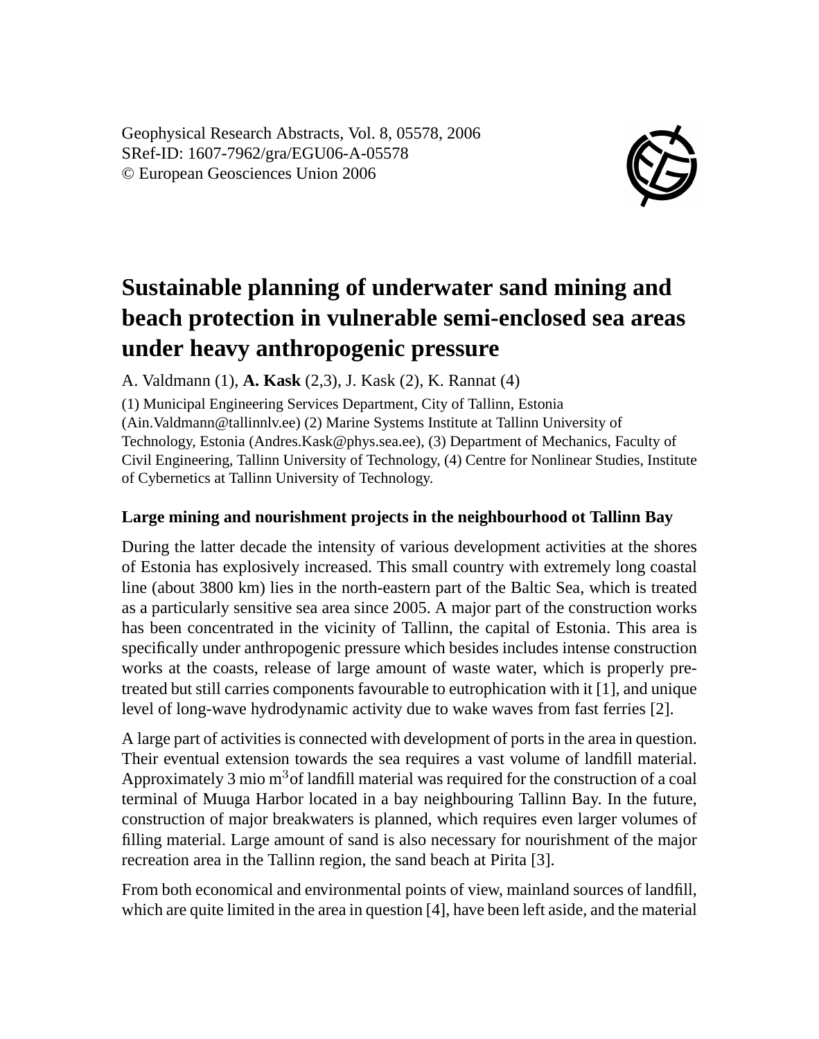Geophysical Research Abstracts, Vol. 8, 05578, 2006
SRef-ID: 1607-7962/gra/EGU06-A-05578
© European Geosciences Union 2006

# Sustainable planning of underwater sand mining and beach protection in vulnerable semi-enclosed sea areas under heavy anthropogenic pressure

A. Valdmann (1), **A. Kask** (2,3), J. Kask (2), K. Rannat (4)

(1) Municipal Engineering Services Department, City of Tallinn, Estonia (Ain.Valdmann@tallinnlv.ee) (2) Marine Systems Institute at Tallinn University of Technology, Estonia (Andres.Kask@phys.sea.ee), (3) Department of Mechanics, Faculty of Civil Engineering, Tallinn University of Technology, (4) Centre for Nonlinear Studies, Institute of Cybernetics at Tallinn University of Technology.

### Large mining and nourishment projects in the neighbourhood ot Tallinn Bay

During the latter decade the intensity of various development activities at the shores of Estonia has explosively increased. This small country with extremely long coastal line (about 3800 km) lies in the north-eastern part of the Baltic Sea, which is treated as a particularly sensitive sea area since 2005. A major part of the construction works has been concentrated in the vicinity of Tallinn, the capital of Estonia. This area is specifically under anthropogenic pressure which besides includes intense construction works at the coasts, release of large amount of waste water, which is properly pre-treated but still carries components favourable to eutrophication with it [1], and unique level of long-wave hydrodynamic activity due to wake waves from fast ferries [2].

A large part of activities is connected with development of ports in the area in question. Their eventual extension towards the sea requires a vast volume of landfill material. Approximately 3 mio $m^3$of landfill material was required for the construction of a coal terminal of Muuga Harbor located in a bay neighbouring Tallinn Bay. In the future, construction of major breakwaters is planned, which requires even larger volumes of filling material. Large amount of sand is also necessary for nourishment of the major recreation area in the Tallinn region, the sand beach at Pirita [3].

From both economical and environmental points of view, mainland sources of landfill, which are quite limited in the area in question [4], have been left aside, and the material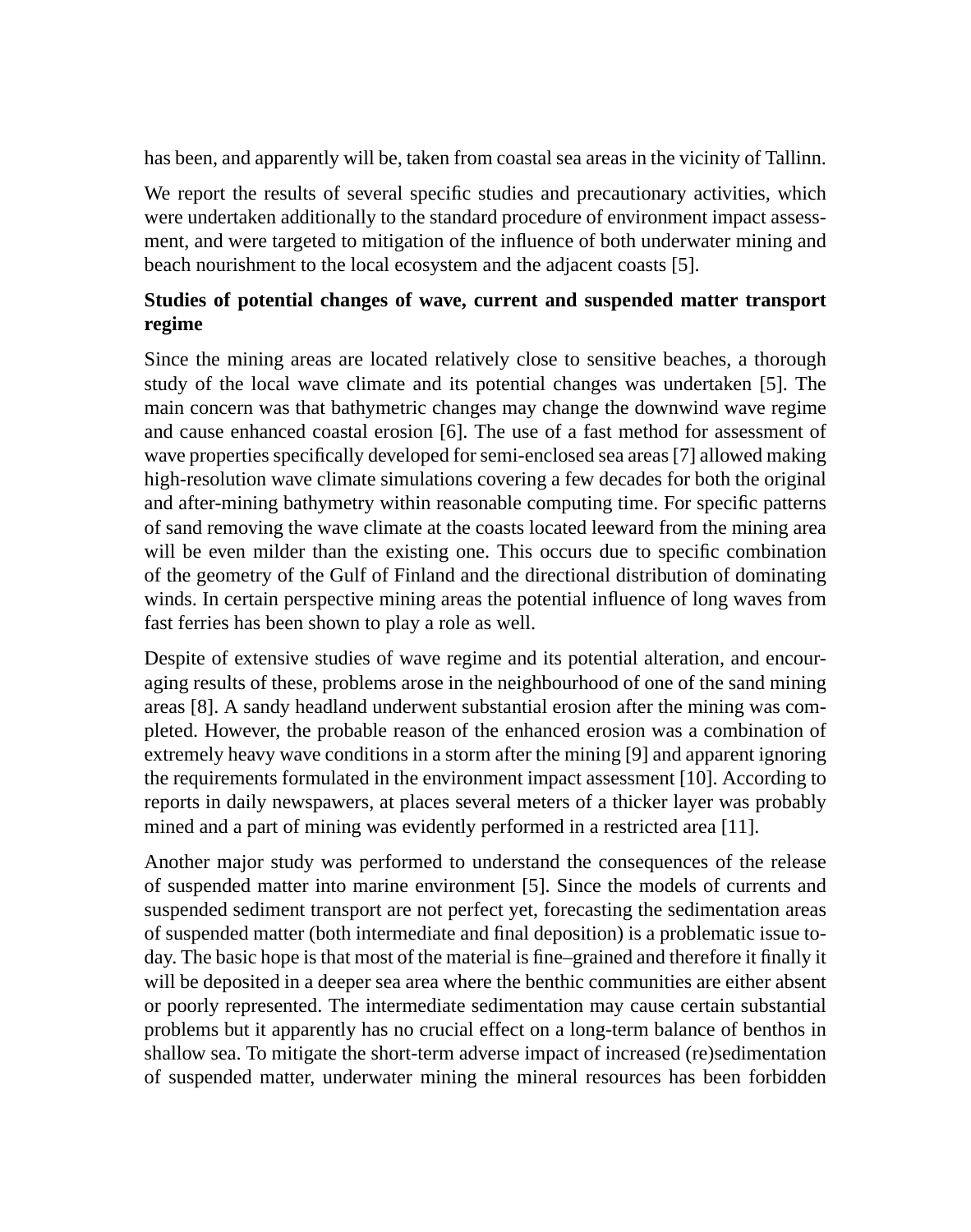has been, and apparently will be, taken from coastal sea areas in the vicinity of Tallinn.

We report the results of several specific studies and precautionary activities, which were undertaken additionally to the standard procedure of environment impact assessment, and were targeted to mitigation of the influence of both underwater mining and beach nourishment to the local ecosystem and the adjacent coasts [5].

**Studies of potential changes of wave, current and suspended matter transport regime**

Since the mining areas are located relatively close to sensitive beaches, a thorough study of the local wave climate and its potential changes was undertaken [5]. The main concern was that bathymetric changes may change the downwind wave regime and cause enhanced coastal erosion [6]. The use of a fast method for assessment of wave properties specifically developed for semi-enclosed sea areas [7] allowed making high-resolution wave climate simulations covering a few decades for both the original and after-mining bathymetry within reasonable computing time. For specific patterns of sand removing the wave climate at the coasts located leeward from the mining area will be even milder than the existing one. This occurs due to specific combination of the geometry of the Gulf of Finland and the directional distribution of dominating winds. In certain perspective mining areas the potential influence of long waves from fast ferries has been shown to play a role as well.

Despite of extensive studies of wave regime and its potential alteration, and encouraging results of these, problems arose in the neighbourhood of one of the sand mining areas [8]. A sandy headland underwent substantial erosion after the mining was completed. However, the probable reason of the enhanced erosion was a combination of extremely heavy wave conditions in a storm after the mining [9] and apparent ignoring the requirements formulated in the environment impact assessment [10]. According to reports in daily newspawers, at places several meters of a thicker layer was probably mined and a part of mining was evidently performed in a restricted area [11].

Another major study was performed to understand the consequences of the release of suspended matter into marine environment [5]. Since the models of currents and suspended sediment transport are not perfect yet, forecasting the sedimentation areas of suspended matter (both intermediate and final deposition) is a problematic issue today. The basic hope is that most of the material is fine–grained and therefore it finally it will be deposited in a deeper sea area where the benthic communities are either absent or poorly represented. The intermediate sedimentation may cause certain substantial problems but it apparently has no crucial effect on a long-term balance of benthos in shallow sea. To mitigate the short-term adverse impact of increased (re)sedimentation of suspended matter, underwater mining the mineral resources has been forbidden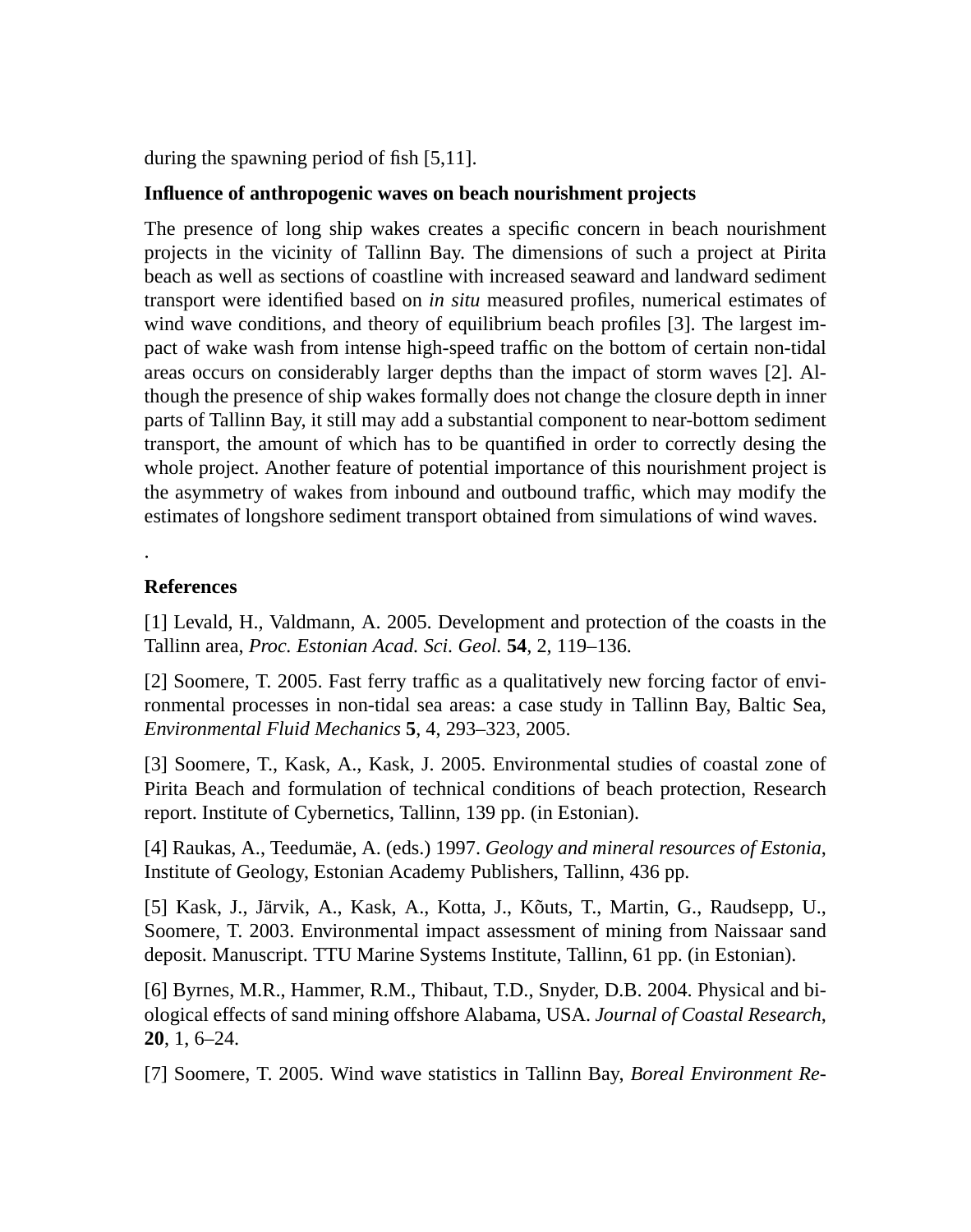during the spawning period of fish [5,11].

**Influence of anthropogenic waves on beach nourishment projects**

The presence of long ship wakes creates a specific concern in beach nourishment projects in the vicinity of Tallinn Bay. The dimensions of such a project at Pirita beach as well as sections of coastline with increased seaward and landward sediment transport were identified based on *in situ* measured profiles, numerical estimates of wind wave conditions, and theory of equilibrium beach profiles [3]. The largest impact of wake wash from intense high-speed traffic on the bottom of certain non-tidal areas occurs on considerably larger depths than the impact of storm waves [2]. Although the presence of ship wakes formally does not change the closure depth in inner parts of Tallinn Bay, it still may add a substantial component to near-bottom sediment transport, the amount of which has to be quantified in order to correctly desing the whole project. Another feature of potential importance of this nourishment project is the asymmetry of wakes from inbound and outbound traffic, which may modify the estimates of longshore sediment transport obtained from simulations of wind waves.

.

**References**

[1] Levald, H., Valdmann, A. 2005. Development and protection of the coasts in the Tallinn area, *Proc. Estonian Acad. Sci. Geol.* **54**, 2, 119–136.

[2] Soomere, T. 2005. Fast ferry traffic as a qualitatively new forcing factor of environmental processes in non-tidal sea areas: a case study in Tallinn Bay, Baltic Sea, *Environmental Fluid Mechanics* **5**, 4, 293–323, 2005.

[3] Soomere, T., Kask, A., Kask, J. 2005. Environmental studies of coastal zone of Pirita Beach and formulation of technical conditions of beach protection, Research report. Institute of Cybernetics, Tallinn, 139 pp. (in Estonian).

[4] Raukas, A., Teedumäe, A. (eds.) 1997. *Geology and mineral resources of Estonia*, Institute of Geology, Estonian Academy Publishers, Tallinn, 436 pp.

[5] Kask, J., Järvik, A., Kask, A., Kotta, J., Kõuts, T., Martin, G., Raudsepp, U., Soomere, T. 2003. Environmental impact assessment of mining from Naissaar sand deposit. Manuscript. TTU Marine Systems Institute, Tallinn, 61 pp. (in Estonian).

[6] Byrnes, M.R., Hammer, R.M., Thibaut, T.D., Snyder, D.B. 2004. Physical and biological effects of sand mining offshore Alabama, USA. *Journal of Coastal Research*, **20**, 1, 6–24.

[7] Soomere, T. 2005. Wind wave statistics in Tallinn Bay, *Boreal Environment Re-*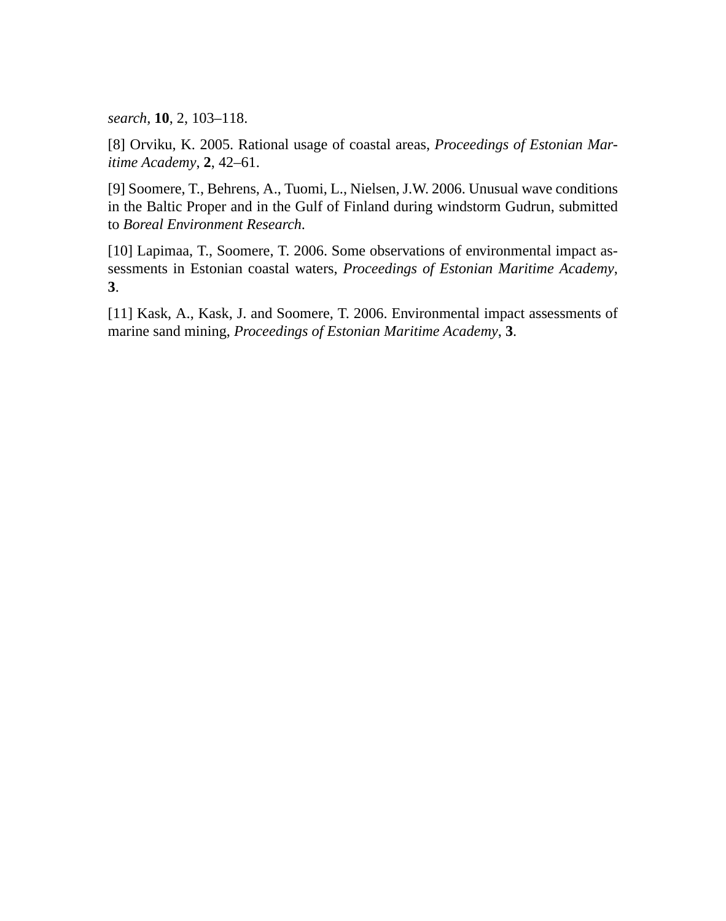*search*, **10**, 2, 103–118.

[8] Orviku, K. 2005. Rational usage of coastal areas, *Proceedings of Estonian Maritime Academy*, **2**, 42–61.

[9] Soomere, T., Behrens, A., Tuomi, L., Nielsen, J.W. 2006. Unusual wave conditions in the Baltic Proper and in the Gulf of Finland during windstorm Gudrun, submitted to *Boreal Environment Research*.

[10] Lapimaa, T., Soomere, T. 2006. Some observations of environmental impact assessments in Estonian coastal waters, *Proceedings of Estonian Maritime Academy*, **3**.

[11] Kask, A., Kask, J. and Soomere, T. 2006. Environmental impact assessments of marine sand mining, *Proceedings of Estonian Maritime Academy*, **3**.